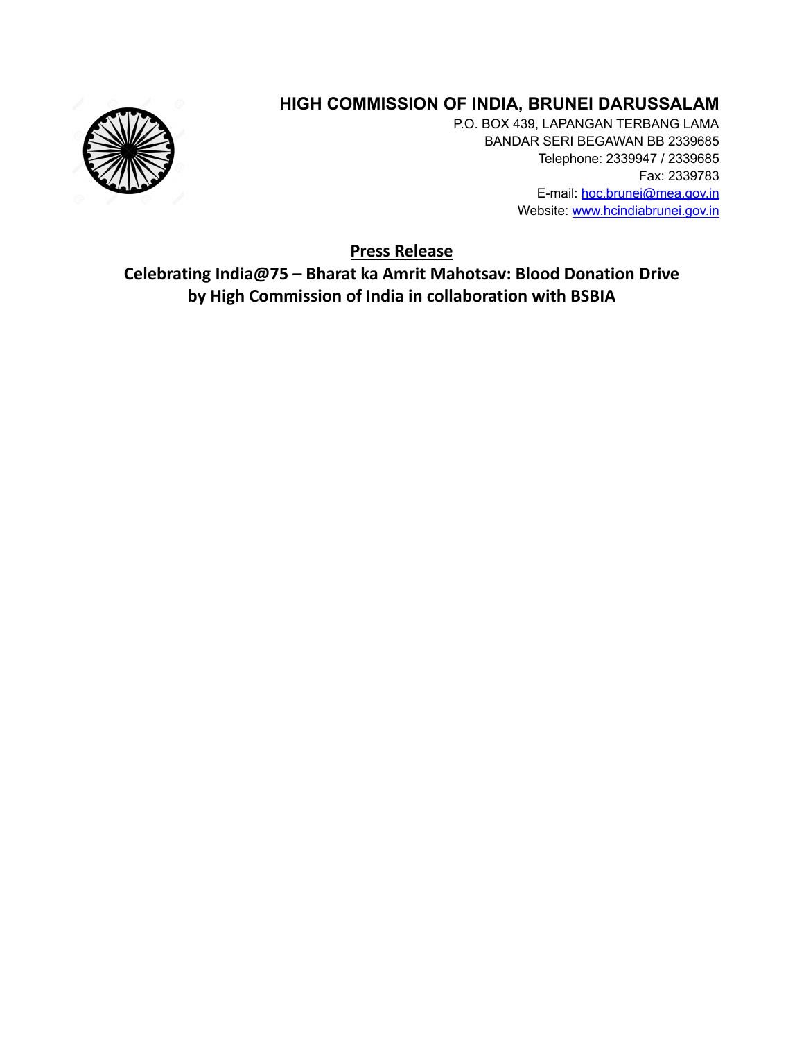# HIGH COMMISSION OF INDIA, BRUNEI DARUSSALAM

P.O. BOX 439, LAPANGAN TERBANG LAMA
BANDAR SERI BEGAWAN BB 2339685
Telephone: 2339947 / 2339685
Fax: 2339783
E-mail: hoc.brunei@mea.gov.in
Website: www.hcindiabrunei.gov.in

## Press Release

## Celebrating India@75 – Bharat ka Amrit Mahotsav: Blood Donation Drive by High Commission of India in collaboration with BSBIA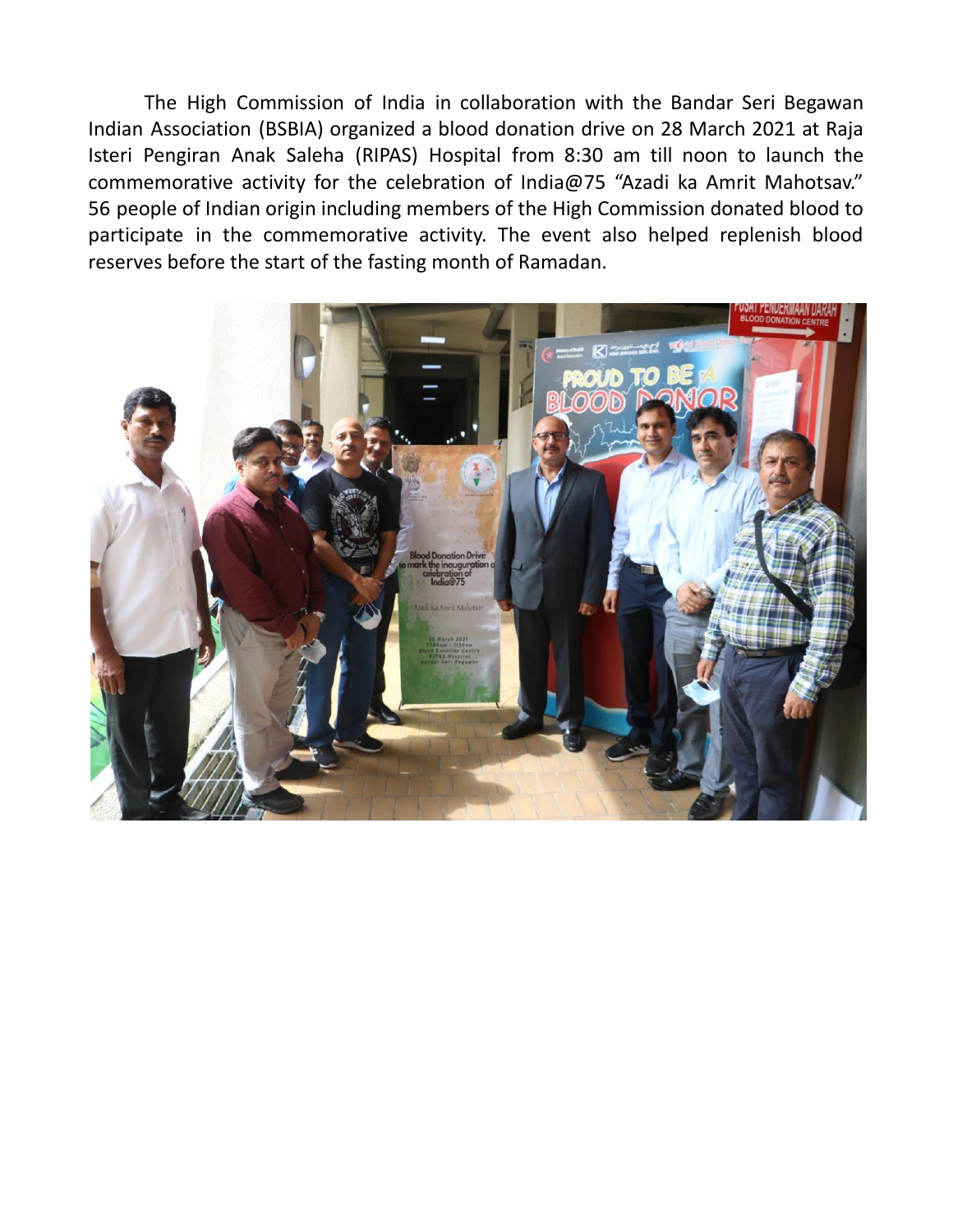The High Commission of India in collaboration with the Bandar Seri Begawan Indian Association (BSBIA) organized a blood donation drive on 28 March 2021 at Raja Isteri Pengiran Anak Saleha (RIPAS) Hospital from 8:30 am till noon to launch the commemorative activity for the celebration of India@75 "Azadi ka Amrit Mahotsav." 56 people of Indian origin including members of the High Commission donated blood to participate in the commemorative activity. The event also helped replenish blood reserves before the start of the fasting month of Ramadan.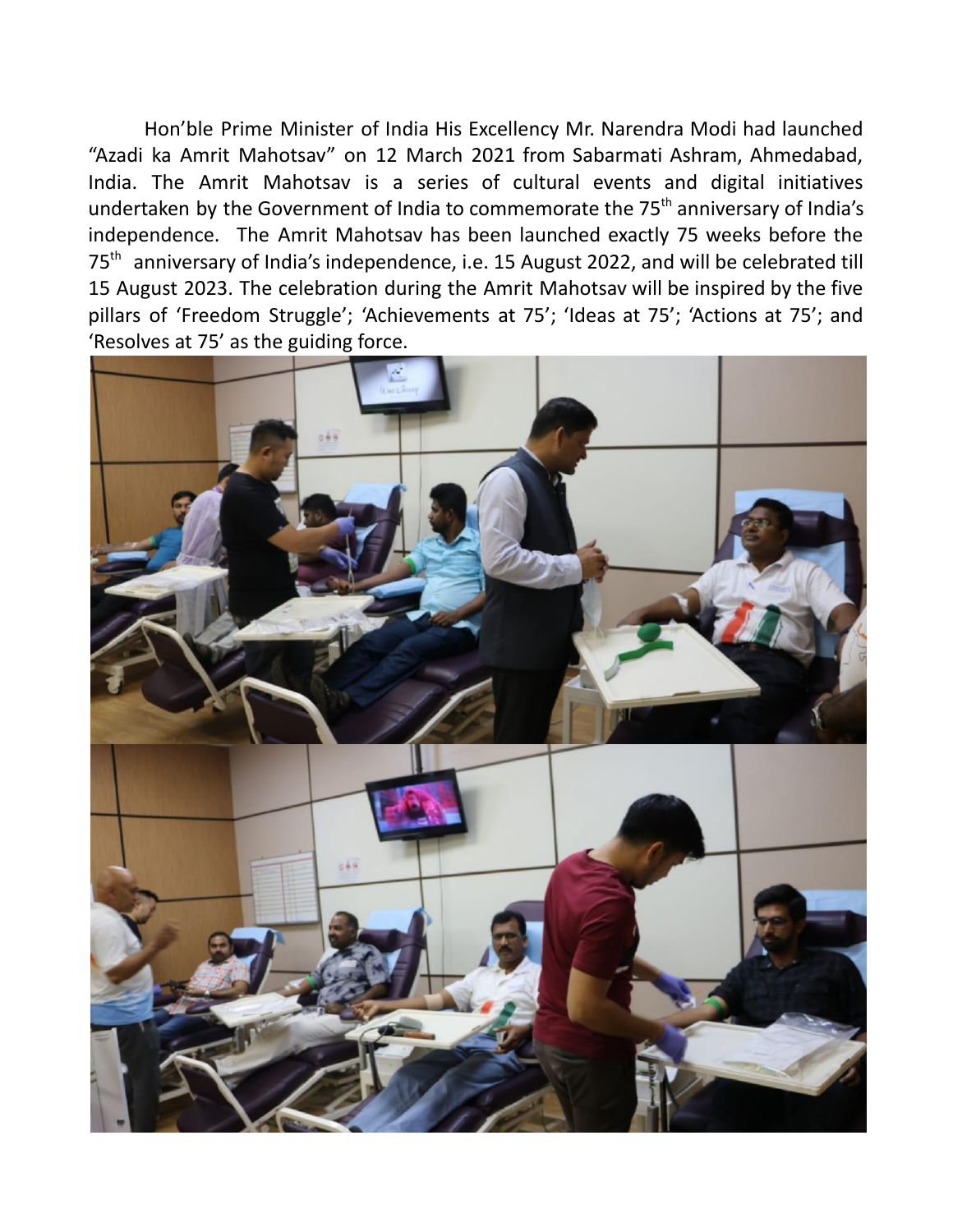Hon'ble Prime Minister of India His Excellency Mr. Narendra Modi had launched "Azadi ka Amrit Mahotsav" on 12 March 2021 from Sabarmati Ashram, Ahmedabad, India. The Amrit Mahotsav is a series of cultural events and digital initiatives undertaken by the Government of India to commemorate the 75th anniversary of India's independence. The Amrit Mahotsav has been launched exactly 75 weeks before the 75th anniversary of India's independence, i.e. 15 August 2022, and will be celebrated till 15 August 2023. The celebration during the Amrit Mahotsav will be inspired by the five pillars of 'Freedom Struggle'; 'Achievements at 75'; 'Ideas at 75'; 'Actions at 75'; and 'Resolves at 75' as the guiding force.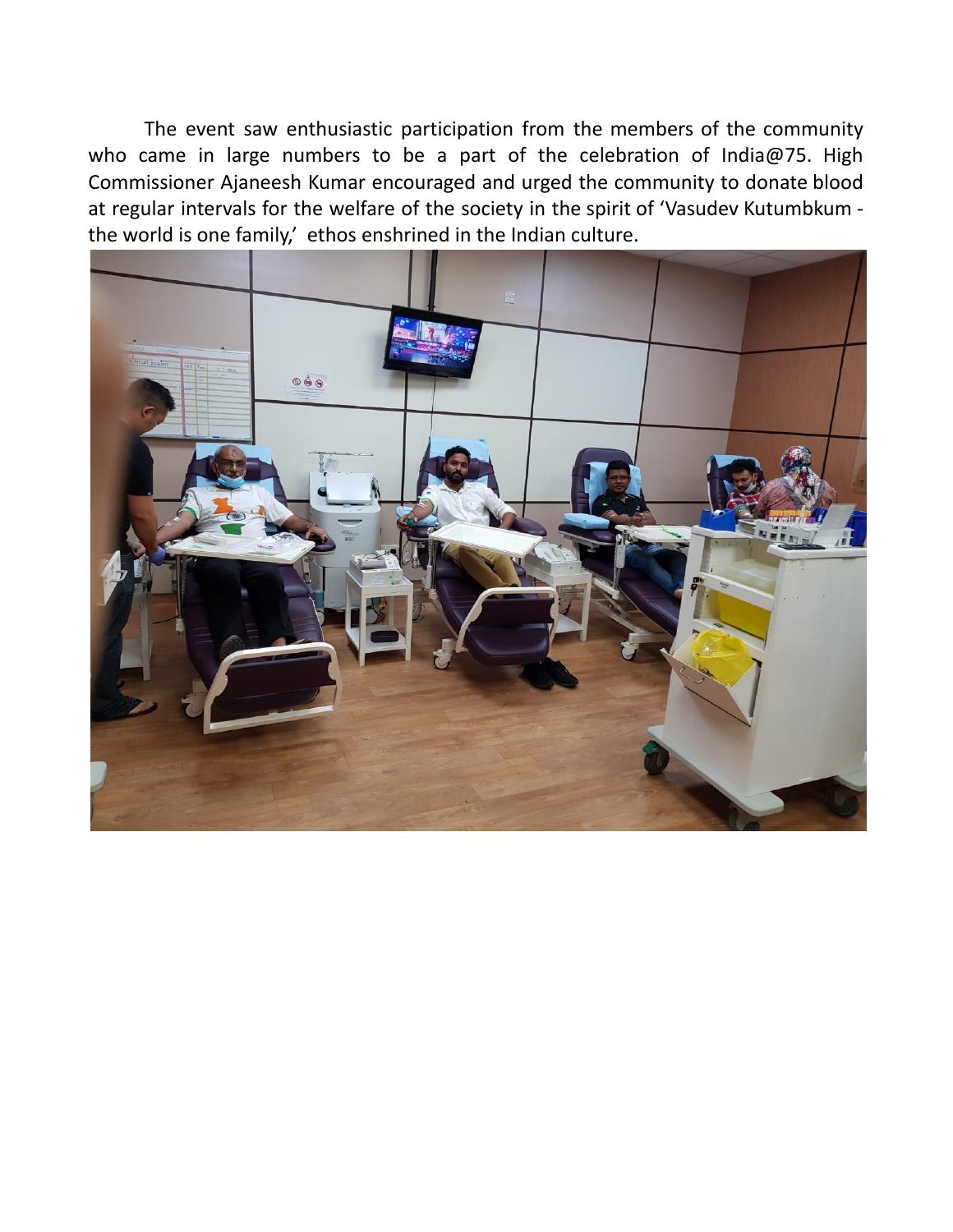The event saw enthusiastic participation from the members of the community who came in large numbers to be a part of the celebration of India@75. High Commissioner Ajaneesh Kumar encouraged and urged the community to donate blood at regular intervals for the welfare of the society in the spirit of 'Vasudev Kutumbkum - the world is one family,' ethos enshrined in the Indian culture.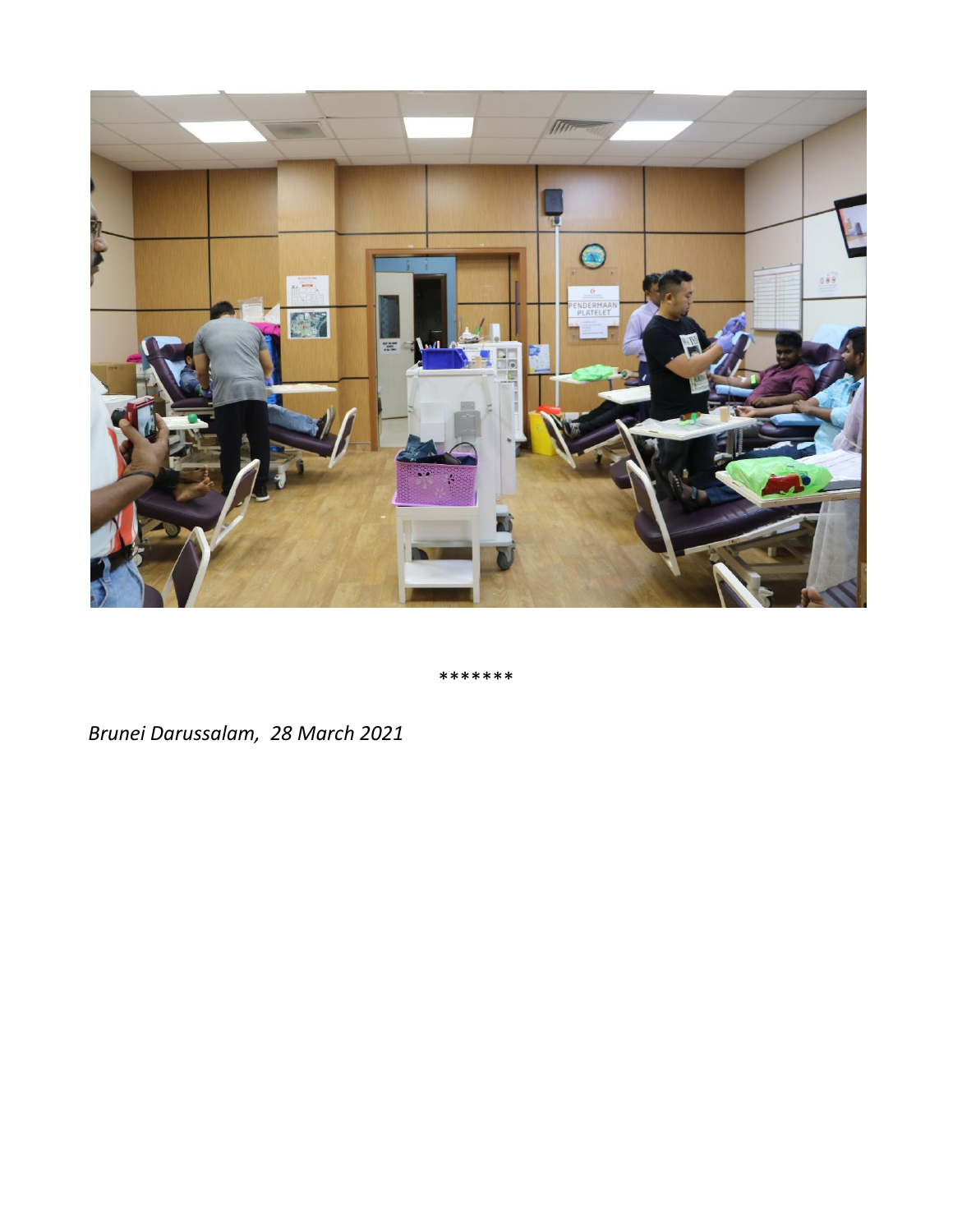*******

*Brunei Darussalam,  28 March 2021*